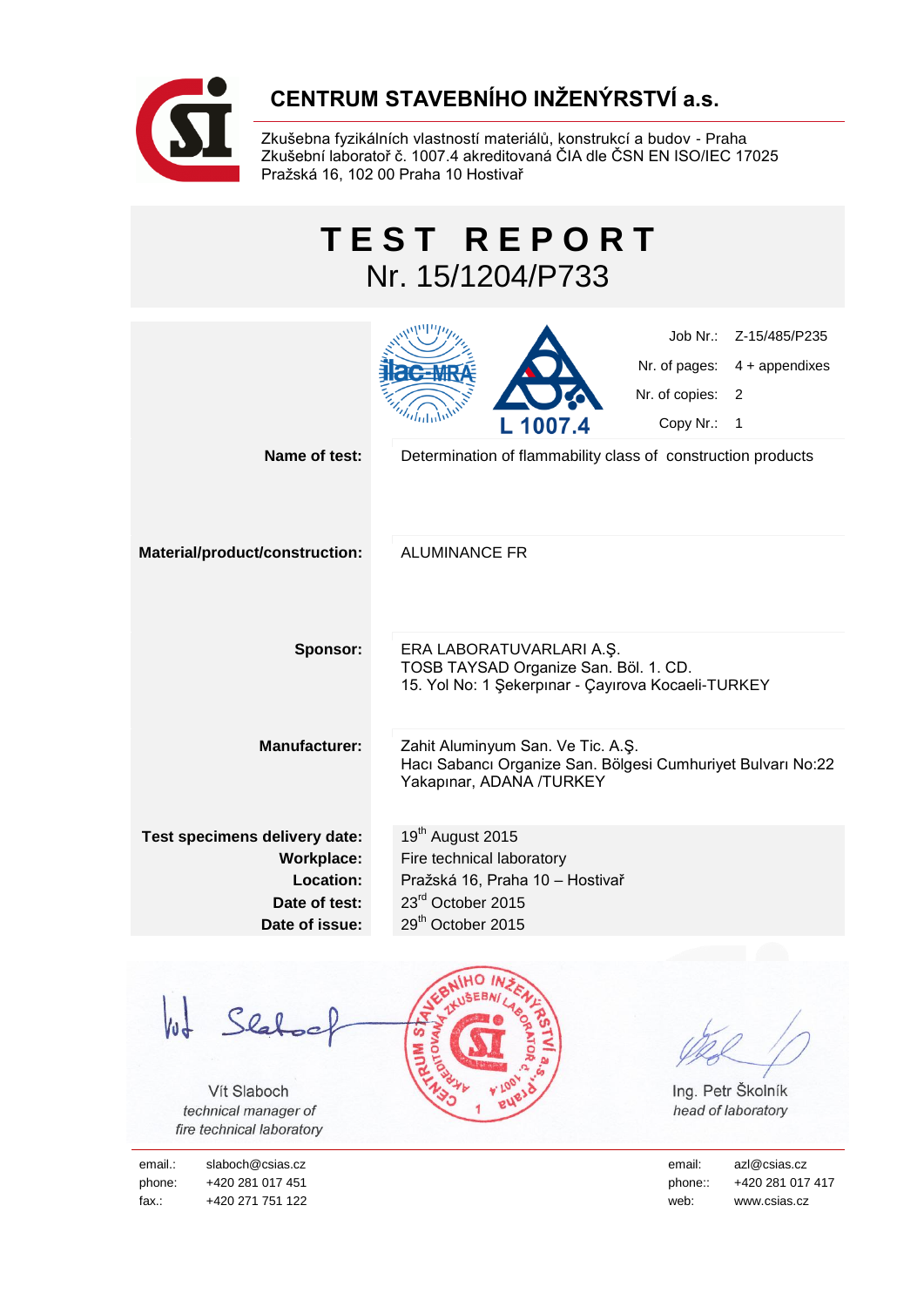# CENTRUM STAVEBNÍHO INŽENÝRSTVÍ a.s.

Zkušebna fyzikálních vlastností materiálů, konstrukcí a budov - Praha
Zkušební laboratoř č. 1007.4 akreditovaná ČIA dle ČSN EN ISO/IEC 17025
Pražská 16, 102 00 Praha 10 Hostivař

# TEST REPORT
## Nr. 15/1204/P733

L 1007.4

| | |
|---|---|
| Job Nr.: | Z-15/485/P235 |
| Nr. of pages: | 4 + appendixes |
| Nr. of copies: | 2 |
| Copy Nr.: | 1 |

**Name of test:** Determination of flammability class of construction products

**Material/product/construction:** ALUMINANCE FR

**Sponsor:** ERA LABORATUVARLARI A.Ş.
TOSB TAYSAD Organize San. Böl. 1. CD.
15. Yol No: 1 Şekerpınar - Çayırova Kocaeli-TURKEY

**Manufacturer:** Zahit Aluminyum San. Ve Tic. A.Ş.
Hacı Sabancı Organize San. Bölgesi Cumhuriyet Bulvarı No:22
Yakapınar, ADANA /TURKEY

**Test specimens delivery date:** 19th August 2015
**Workplace:** Fire technical laboratory
**Location:** Pražská 16, Praha 10 – Hostivař
**Date of test:** 23rd October 2015
**Date of issue:** 29th October 2015

Vít Slaboch
*technical manager of fire technical laboratory*

Ing. Petr Školník
*head of laboratory*

| | | | |
|---|---|---|---|
| email.: | slaboch@csias.cz | email: | azl@csias.cz |
| phone: | +420 281 017 451 | phone:: | +420 281 017 417 |
| fax.: | +420 271 751 122 | web: | www.csias.cz |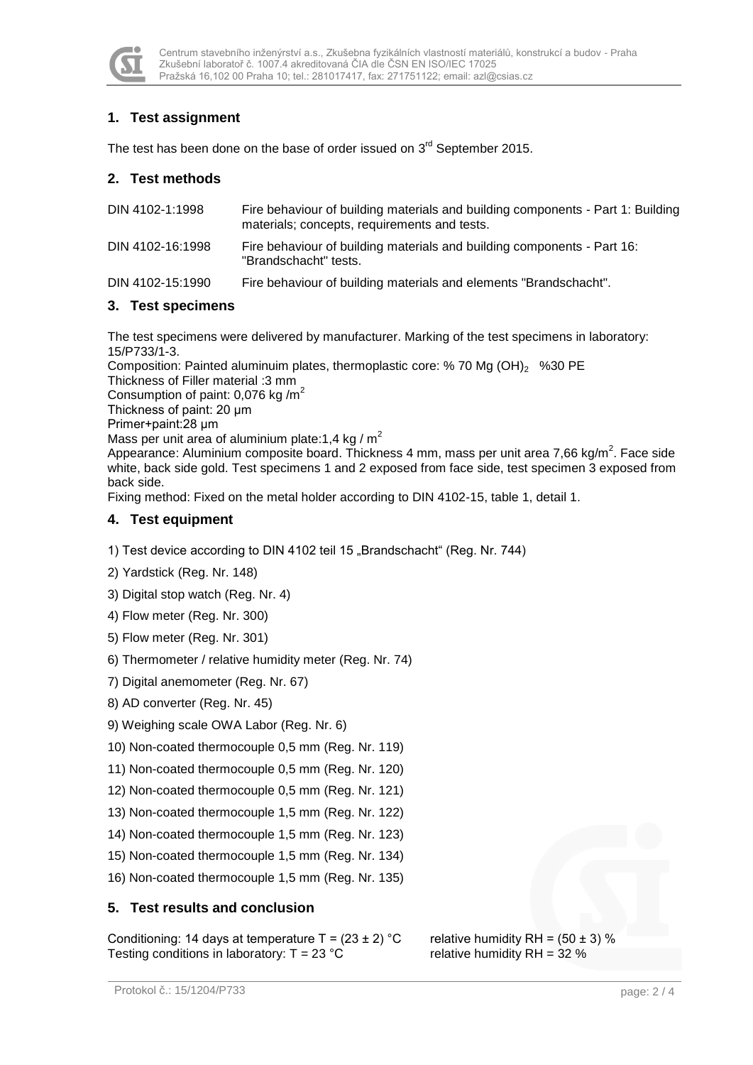## 1. Test assignment

The test has been done on the base of order issued on 3rd September 2015.

## 2. Test methods

| | |
|---|---|
| DIN 4102-1:1998 | Fire behaviour of building materials and building components - Part 1: Building materials; concepts, requirements and tests. |
| DIN 4102-16:1998 | Fire behaviour of building materials and building components - Part 16: "Brandschacht" tests. |
| DIN 4102-15:1990 | Fire behaviour of building materials and elements "Brandschacht". |

## 3. Test specimens

The test specimens were delivered by manufacturer. Marking of the test specimens in laboratory: 15/P733/1-3.
Composition: Painted aluminuim plates, thermoplastic core: % 70 $Mg(OH)_2$ %30 PE
Thickness of Filler material :3 mm
Consumption of paint: 0,076 kg /$m^2$
Thickness of paint: 20 µm
Primer+paint:28 µm
Mass per unit area of aluminium plate:1,4 kg / $m^2$
Appearance: Aluminium composite board. Thickness 4 mm, mass per unit area 7,66 kg/$m^2$. Face side white, back side gold. Test specimens 1 and 2 exposed from face side, test specimen 3 exposed from back side.
Fixing method: Fixed on the metal holder according to DIN 4102-15, table 1, detail 1.

## 4. Test equipment

1) Test device according to DIN 4102 teil 15 „Brandschacht" (Reg. Nr. 744)
2) Yardstick (Reg. Nr. 148)
3) Digital stop watch (Reg. Nr. 4)
4) Flow meter (Reg. Nr. 300)
5) Flow meter (Reg. Nr. 301)
6) Thermometer / relative humidity meter (Reg. Nr. 74)
7) Digital anemometer (Reg. Nr. 67)
8) AD converter (Reg. Nr. 45)
9) Weighing scale OWA Labor (Reg. Nr. 6)
10) Non-coated thermocouple 0,5 mm (Reg. Nr. 119)
11) Non-coated thermocouple 0,5 mm (Reg. Nr. 120)
12) Non-coated thermocouple 0,5 mm (Reg. Nr. 121)
13) Non-coated thermocouple 1,5 mm (Reg. Nr. 122)
14) Non-coated thermocouple 1,5 mm (Reg. Nr. 123)
15) Non-coated thermocouple 1,5 mm (Reg. Nr. 134)
16) Non-coated thermocouple 1,5 mm (Reg. Nr. 135)

## 5. Test results and conclusion

Conditioning: 14 days at temperature $T = (23 \pm 2)$ °C relative humidity $RH = (50 \pm 3)$ %
Testing conditions in laboratory: $T = 23$ °C relative humidity $RH = 32$ %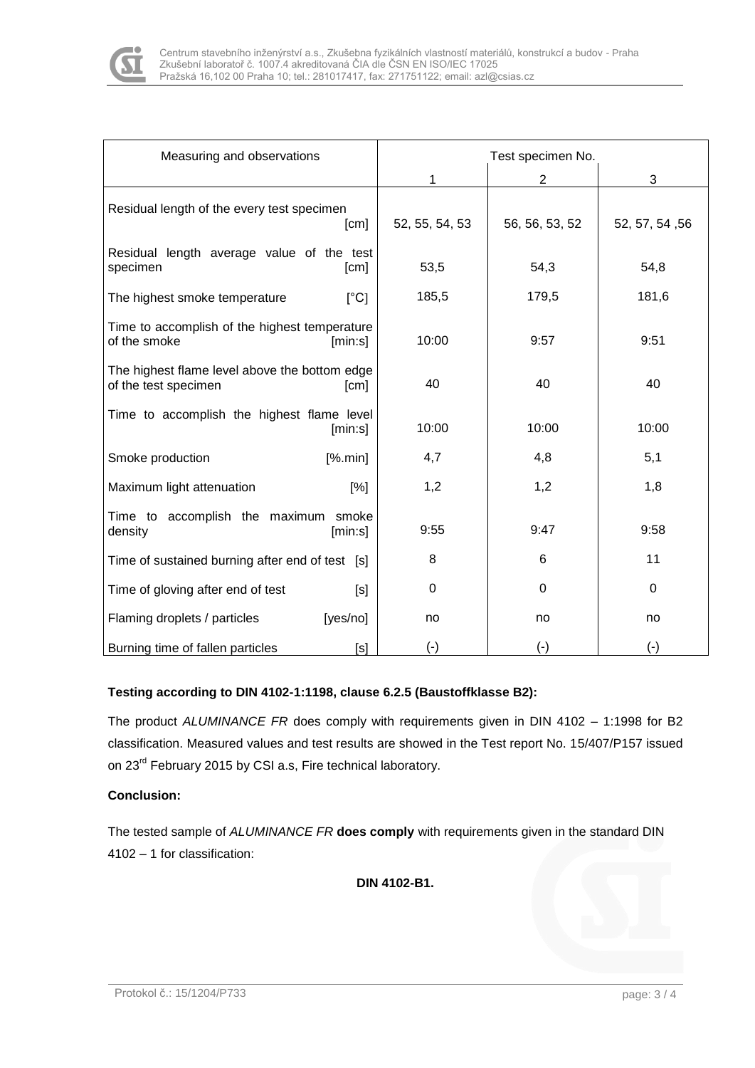| Measuring and observations | Test specimen No. | | |
|---|---|---|---|
| | 1 | 2 | 3 |
| Residual length of the every test specimen [cm] | 52, 55, 54, 53 | 56, 56, 53, 52 | 52, 57, 54 ,56 |
| Residual length average value of the test specimen [cm] | 53,5 | 54,3 | 54,8 |
| The highest smoke temperature [°C] | 185,5 | 179,5 | 181,6 |
| Time to accomplish of the highest temperature of the smoke [min:s] | 10:00 | 9:57 | 9:51 |
| The highest flame level above the bottom edge of the test specimen [cm] | 40 | 40 | 40 |
| Time to accomplish the highest flame level [min:s] | 10:00 | 10:00 | 10:00 |
| Smoke production [%.min] | 4,7 | 4,8 | 5,1 |
| Maximum light attenuation [%] | 1,2 | 1,2 | 1,8 |
| Time to accomplish the maximum smoke density [min:s] | 9:55 | 9:47 | 9:58 |
| Time of sustained burning after end of test [s] | 8 | 6 | 11 |
| Time of gloving after end of test [s] | 0 | 0 | 0 |
| Flaming droplets / particles [yes/no] | no | no | no |
| Burning time of fallen particles [s] | (-) | (-) | (-) |

**Testing according to DIN 4102-1:1198, clause 6.2.5 (Baustoffklasse B2):**

The product *ALUMINANCE FR* does comply with requirements given in DIN 4102 – 1:1998 for B2 classification. Measured values and test results are showed in the Test report No. 15/407/P157 issued on 23rd February 2015 by CSI a.s, Fire technical laboratory.

**Conclusion:**

The tested sample of *ALUMINANCE FR* **does comply** with requirements given in the standard DIN 4102 – 1 for classification:

**DIN 4102-B1.**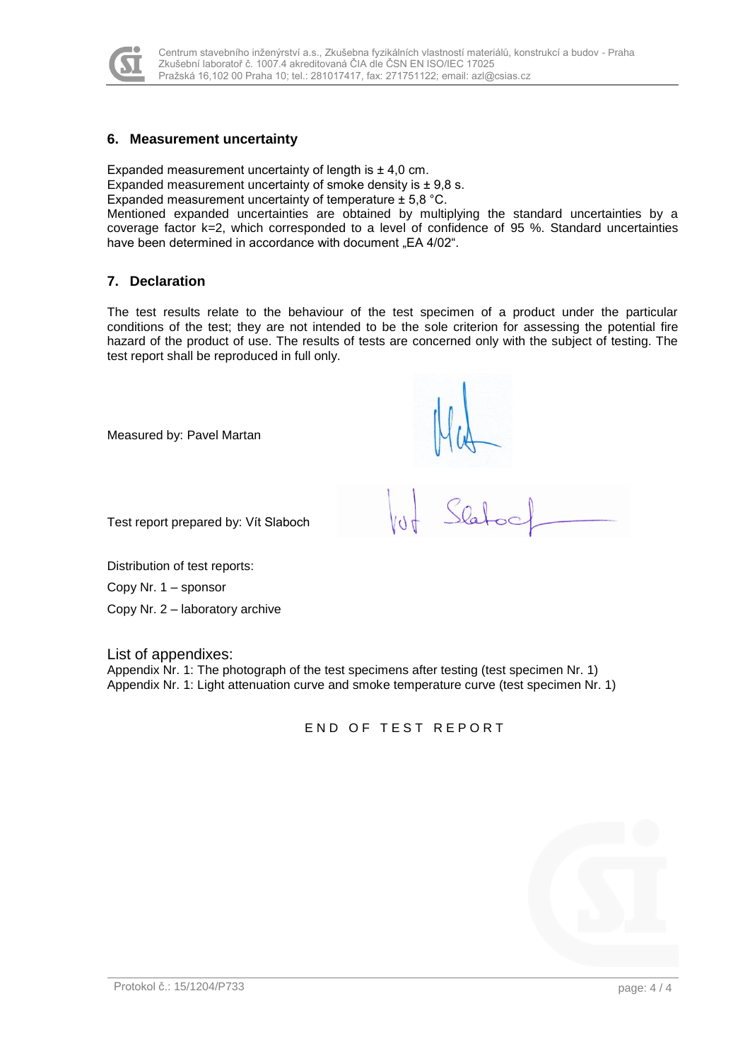## 6. Measurement uncertainty

Expanded measurement uncertainty of length is ± 4,0 cm.
Expanded measurement uncertainty of smoke density is ± 9,8 s.
Expanded measurement uncertainty of temperature ± 5,8 °C.
Mentioned expanded uncertainties are obtained by multiplying the standard uncertainties by a coverage factor k=2, which corresponded to a level of confidence of 95 %. Standard uncertainties have been determined in accordance with document „EA 4/02".

## 7. Declaration

The test results relate to the behaviour of the test specimen of a product under the particular conditions of the test; they are not intended to be the sole criterion for assessing the potential fire hazard of the product of use. The results of tests are concerned only with the subject of testing. The test report shall be reproduced in full only.

Measured by: Pavel Martan

Test report prepared by: Vít Slaboch

Distribution of test reports:

Copy Nr. 1 – sponsor

Copy Nr. 2 – laboratory archive

List of appendixes:
Appendix Nr. 1: The photograph of the test specimens after testing (test specimen Nr. 1)
Appendix Nr. 1: Light attenuation curve and smoke temperature curve (test specimen Nr. 1)

END OF TEST REPORT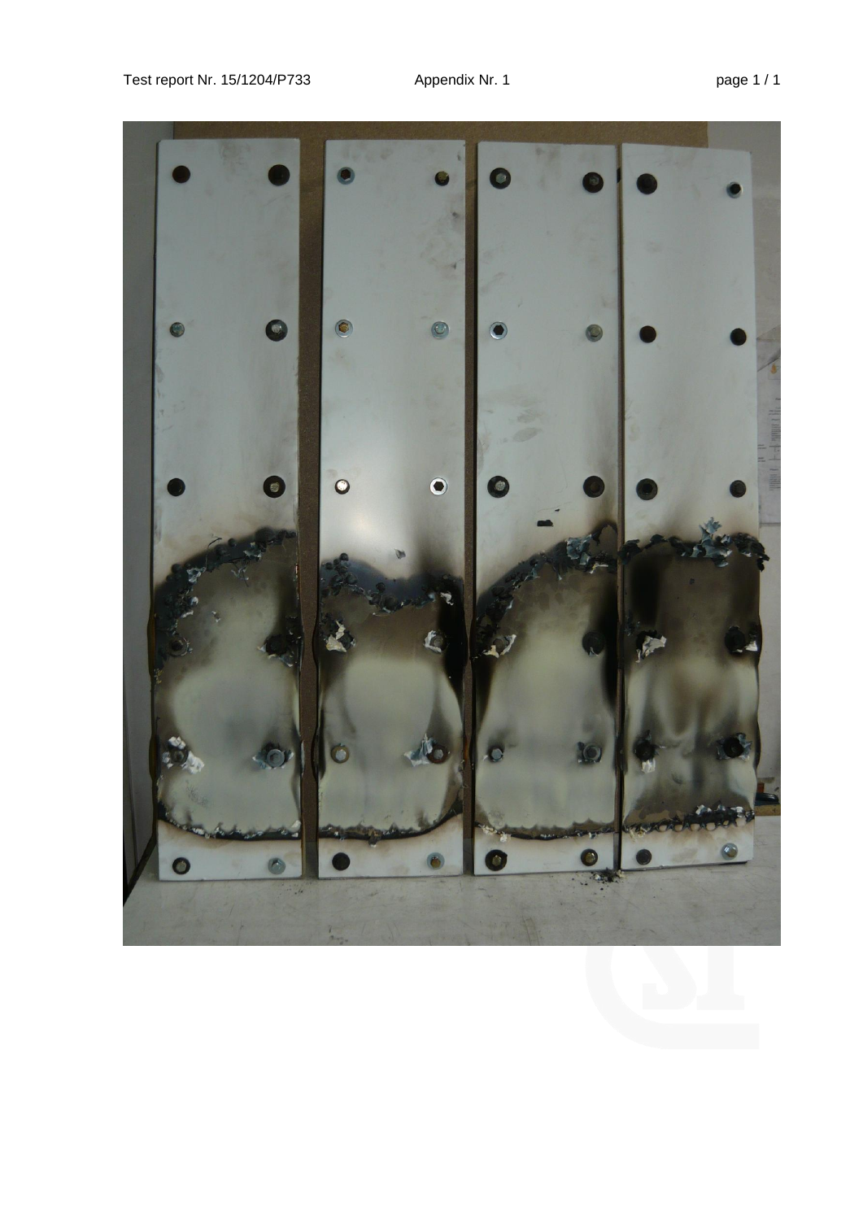Appendix Nr. 1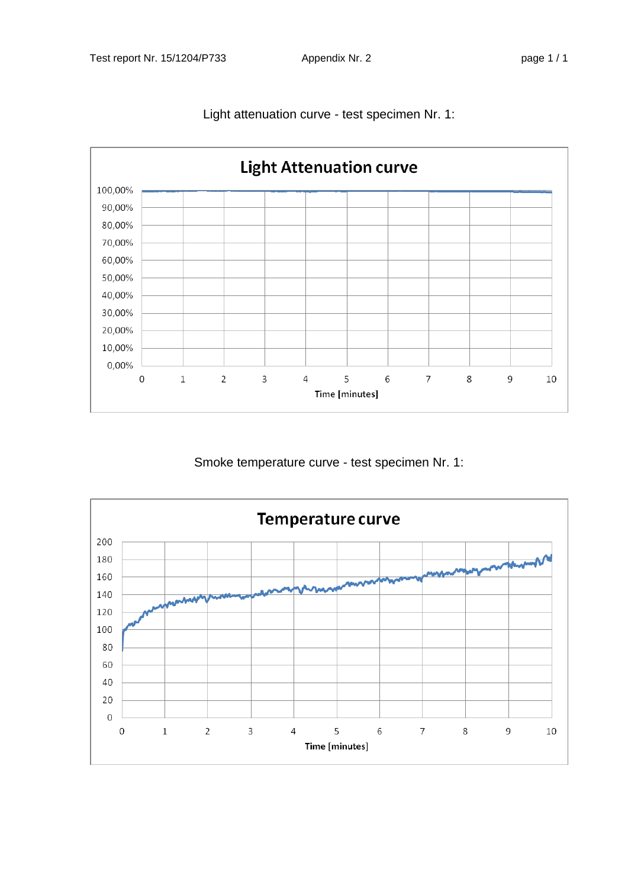Light attenuation curve - test specimen Nr. 1:

Light Attenuation curve

100,00%
90,00%
80,00%
70,00%
60,00%
50,00%
40,00%
30,00%
20,00%
10,00%
0,00%

0 1 2 3 4 5 6 7 8 9 10

Time [minutes]

Smoke temperature curve - test specimen Nr. 1:

Temperature curve

200
180
160
140
120
100
80
60
40
20
0

0 1 2 3 4 5 6 7 8 9 10

Time [minutes]